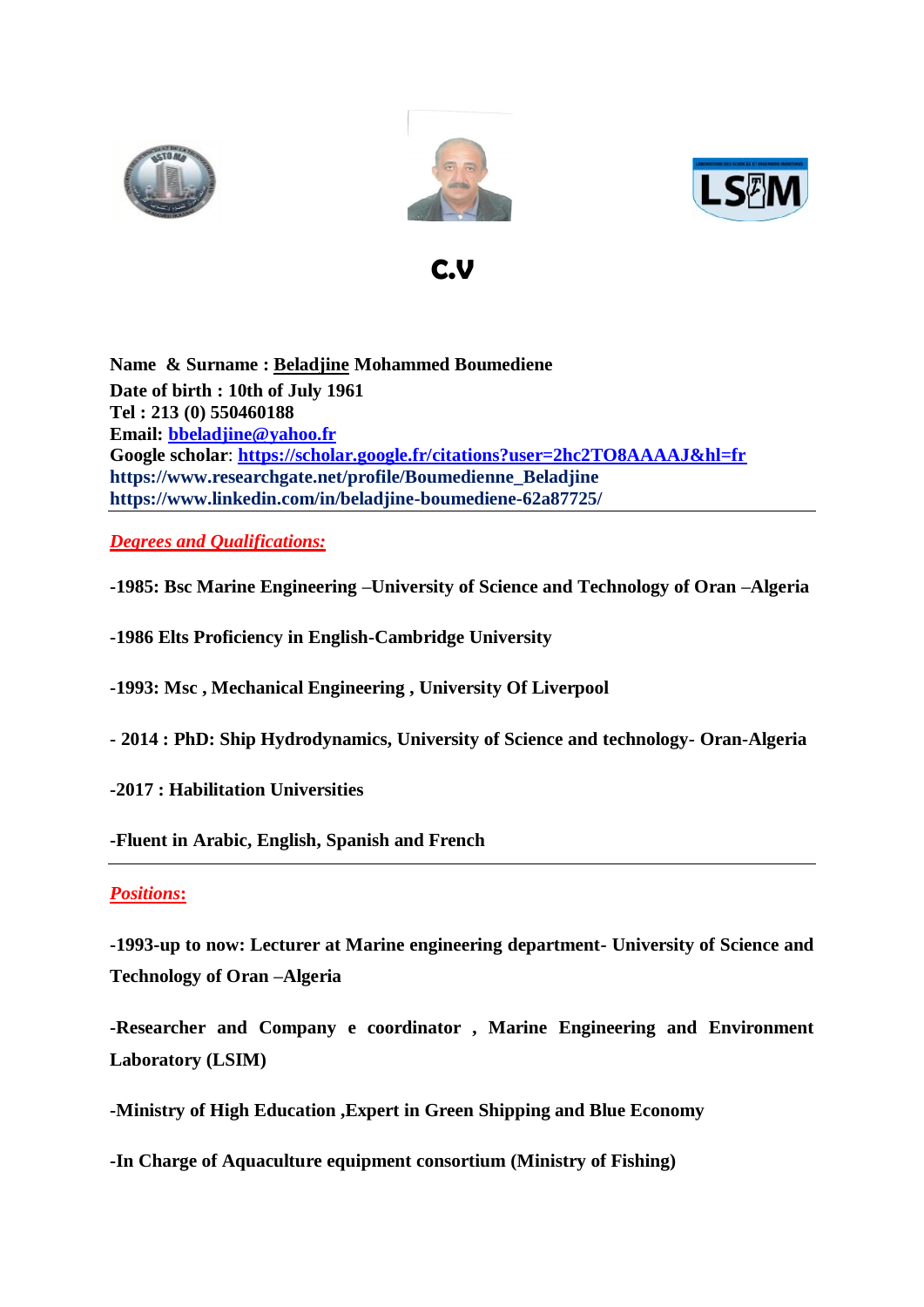# C.V

**Name & Surname : Beladjine Mohammed Boumediene**
**Date of birth : 10th of July 1961**
**Tel : 213 (0) 550460188**
**Email: bbeladjine@yahoo.fr**
**Google scholar: https://scholar.google.fr/citations?user=2hc2TO8AAAAJ&hl=fr**
**https://www.researchgate.net/profile/Boumedienne_Beladjine**
**https://www.linkedin.com/in/beladjine-boumediene-62a87725/**

---

## *Degrees and Qualifications:*

**-1985: Bsc Marine Engineering –University of Science and Technology of Oran –Algeria**

**-1986 Elts Proficiency in English-Cambridge University**

**-1993: Msc , Mechanical Engineering , University Of Liverpool**

**- 2014 : PhD: Ship Hydrodynamics, University of Science and technology- Oran-Algeria**

**-2017 : Habilitation Universities**

**-Fluent in Arabic, English, Spanish and French**

---

## *Positions:*

**-1993-up to now: Lecturer at Marine engineering department- University of Science and Technology of Oran –Algeria**

**-Researcher and Company e coordinator , Marine Engineering and Environment Laboratory (LSIM)**

**-Ministry of High Education ,Expert in Green Shipping and Blue Economy**

**-In Charge of Aquaculture equipment consortium (Ministry of Fishing)**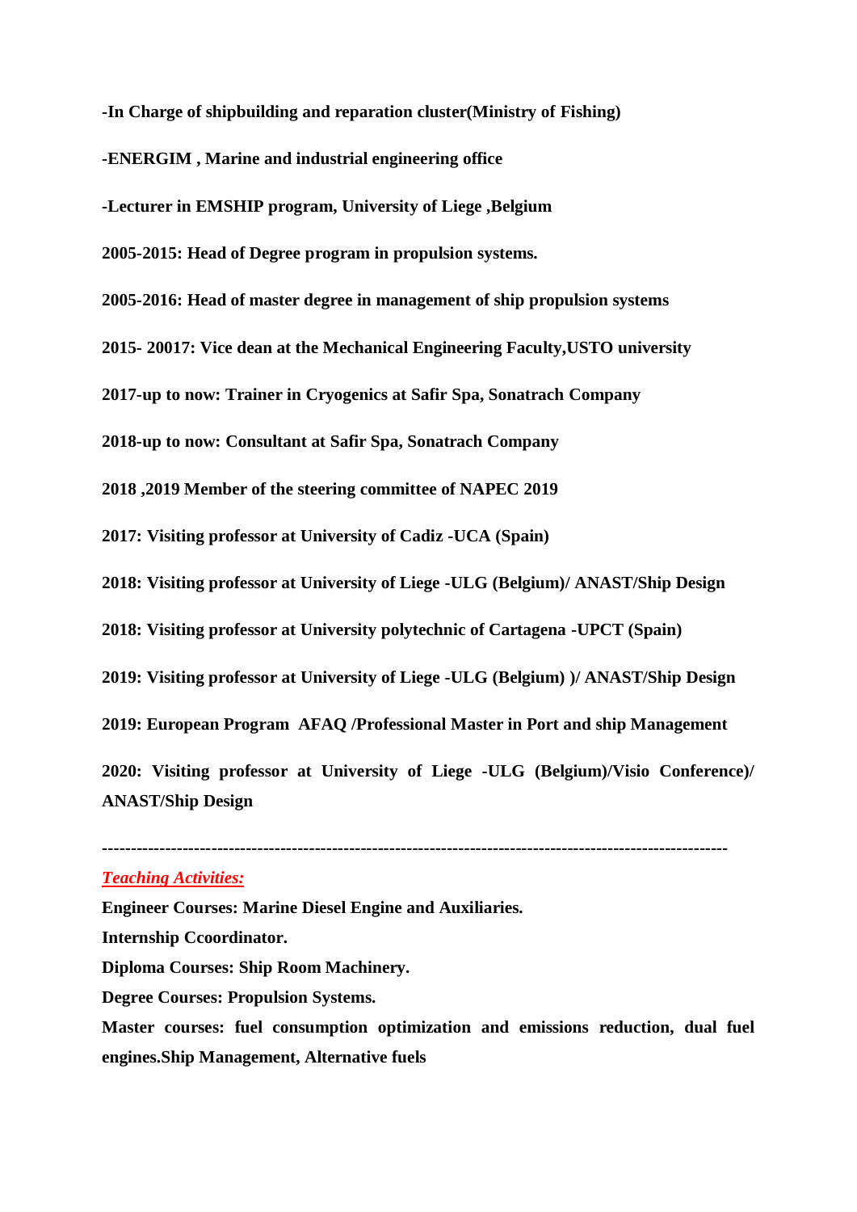**-In Charge of shipbuilding and reparation cluster(Ministry of Fishing)**

**-ENERGIM , Marine and industrial engineering office**

**-Lecturer in EMSHIP program, University of Liege ,Belgium**

**2005-2015: Head of Degree program in propulsion systems.**

**2005-2016: Head of master degree in management of ship propulsion systems**

**2015- 20017: Vice dean at the Mechanical Engineering Faculty,USTO university**

**2017-up to now: Trainer in Cryogenics at Safir Spa, Sonatrach Company**

**2018-up to now: Consultant at Safir Spa, Sonatrach Company**

**2018 ,2019 Member of the steering committee of NAPEC 2019**

**2017: Visiting professor at University of Cadiz -UCA (Spain)**

**2018: Visiting professor at University of Liege -ULG (Belgium)/ ANAST/Ship Design**

**2018: Visiting professor at University polytechnic of Cartagena -UPCT (Spain)**

**2019: Visiting professor at University of Liege -ULG (Belgium) )/ ANAST/Ship Design**

**2019: European Program AFAQ /Professional Master in Port and ship Management**

**2020: Visiting professor at University of Liege -ULG (Belgium)/Visio Conference)/ ANAST/Ship Design**

---

***Teaching Activities:***

**Engineer Courses: Marine Diesel Engine and Auxiliaries.**

**Internship Ccoordinator.**

**Diploma Courses: Ship Room Machinery.**

**Degree Courses: Propulsion Systems.**

**Master courses: fuel consumption optimization and emissions reduction, dual fuel engines.Ship Management, Alternative fuels**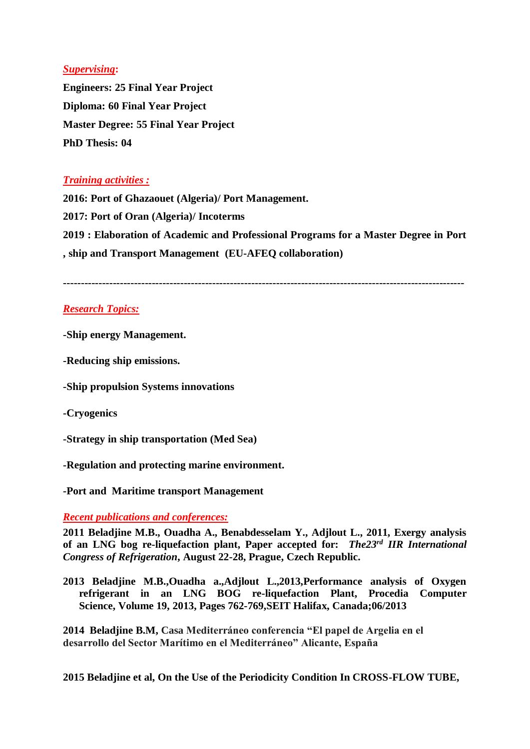***Supervising*:**

**Engineers: 25 Final Year Project**

**Diploma: 60 Final Year Project**

**Master Degree: 55 Final Year Project**

**PhD Thesis: 04**

***Training activities :***

**2016: Port of Ghazaouet (Algeria)/ Port Management.**

**2017: Port of Oran (Algeria)/ Incoterms**

**2019 : Elaboration of Academic and Professional Programs for a Master Degree in Port , ship and Transport Management (EU-AFEQ collaboration)**

---

***Research Topics:***

**-Ship energy Management.**

**-Reducing ship emissions.**

**-Ship propulsion Systems innovations**

**-Cryogenics**

**-Strategy in ship transportation (Med Sea)**

**-Regulation and protecting marine environment.**

**-Port and Maritime transport Management**

***Recent publications and conferences:***

**2011 Beladjine M.B., Ouadha A., Benabdesselam Y., Adjlout L., 2011, Exergy analysis of an LNG bog re-liquefaction plant, Paper accepted for: *The23rd IIR International Congress of Refrigeration*, August 22-28, Prague, Czech Republic.**

**2013 Beladjine M.B.,Ouadha a.,Adjlout L.,2013,Performance analysis of Oxygen refrigerant in an LNG BOG re-liquefaction Plant, Procedia Computer Science, Volume 19, 2013, Pages 762-769,SEIT Halifax, Canada;06/2013**

**2014 Beladjine B.M, Casa Mediterráneo conferencia "El papel de Argelia en el desarrollo del Sector Marítimo en el Mediterráneo" Alicante, España**

**2015 Beladjine et al, On the Use of the Periodicity Condition In CROSS-FLOW TUBE,**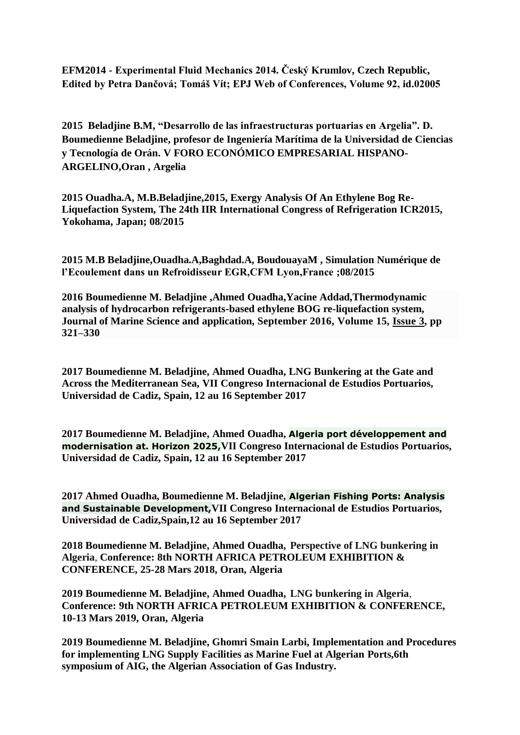**EFM2014 - Experimental Fluid Mechanics 2014. Český Krumlov, Czech Republic, Edited by Petra Dančová; Tomáš Vít; EPJ Web of Conferences, Volume 92, id.02005**

**2015 Beladjine B.M, "Desarrollo de las infraestructuras portuarias en Argelia". D. Boumedienne Beladjine, profesor de Ingeniería Marítima de la Universidad de Ciencias y Tecnología de Orán. V FORO ECONÓMICO EMPRESARIAL HISPANO-ARGELINO,Oran , Argelia**

**2015 Ouadha.A, M.B.Beladjine,2015, Exergy Analysis Of An Ethylene Bog Re-Liquefaction System, The 24th IIR International Congress of Refrigeration ICR2015, Yokohama, Japan; 08/2015**

**2015 M.B Beladjine,Ouadha.A,Baghdad.A, BoudouayaM , Simulation Numérique de l'Ecoulement dans un Refroidisseur EGR,CFM Lyon,France ;08/2015**

**2016 Boumedienne M. Beladjine ,Ahmed Ouadha,Yacine Addad,Thermodynamic analysis of hydrocarbon refrigerants-based ethylene BOG re-liquefaction system, Journal of Marine Science and application, September 2016, Volume 15, Issue 3, pp 321–330**

**2017 Boumedienne M. Beladjine, Ahmed Ouadha, LNG Bunkering at the Gate and Across the Mediterranean Sea, VII Congreso Internacional de Estudios Portuarios, Universidad de Cadiz, Spain, 12 au 16 September 2017**

**2017 Boumedienne M. Beladjine, Ahmed Ouadha, Algeria port développement and modernisation at. Horizon 2025,VII Congreso Internacional de Estudios Portuarios, Universidad de Cadiz, Spain, 12 au 16 September 2017**

**2017 Ahmed Ouadha, Boumedienne M. Beladjine, Algerian Fishing Ports: Analysis and Sustainable Development,VII Congreso Internacional de Estudios Portuarios, Universidad de Cadiz,Spain,12 au 16 September 2017**

**2018 Boumedienne M. Beladjine, Ahmed Ouadha, Perspective of LNG bunkering in Algeria, Conference: 8th NORTH AFRICA PETROLEUM EXHIBITION & CONFERENCE, 25-28 Mars 2018, Oran, Algeria**

**2019 Boumedienne M. Beladjine, Ahmed Ouadha, LNG bunkering in Algeria, Conference: 9th NORTH AFRICA PETROLEUM EXHIBITION & CONFERENCE, 10-13 Mars 2019, Oran, Algeria**

**2019 Boumedienne M. Beladjine, Ghomri Smain Larbi, Implementation and Procedures for implementing LNG Supply Facilities as Marine Fuel at Algerian Ports,6th symposium of AIG, the Algerian Association of Gas Industry.**